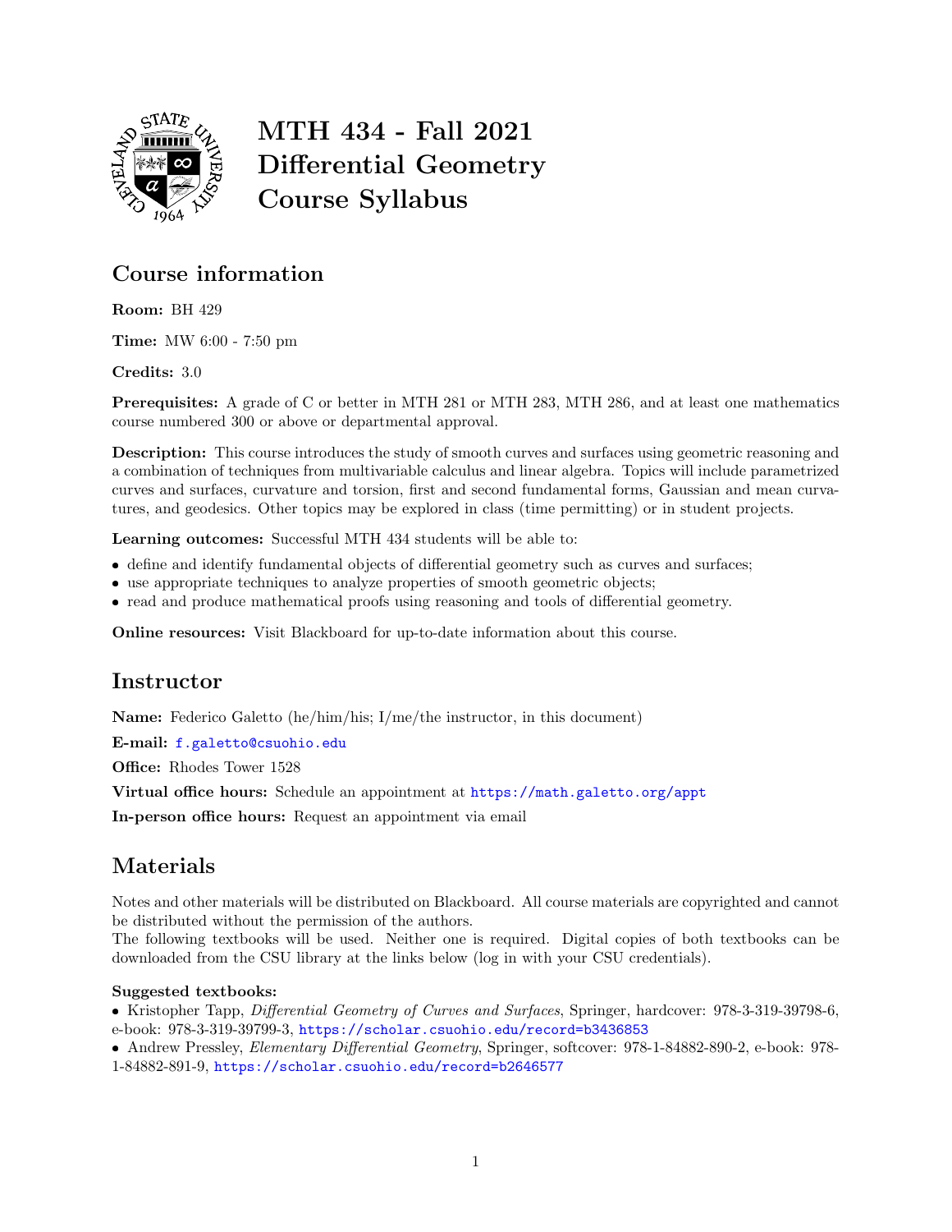# MTH 434 - Fall 2021
# Differential Geometry
# Course Syllabus

## Course information

**Room:** BH 429

**Time:** MW 6:00 - 7:50 pm

**Credits:** 3.0

**Prerequisites:** A grade of C or better in MTH 281 or MTH 283, MTH 286, and at least one mathematics course numbered 300 or above or departmental approval.

**Description:** This course introduces the study of smooth curves and surfaces using geometric reasoning and a combination of techniques from multivariable calculus and linear algebra. Topics will include parametrized curves and surfaces, curvature and torsion, first and second fundamental forms, Gaussian and mean curvatures, and geodesics. Other topics may be explored in class (time permitting) or in student projects.

**Learning outcomes:** Successful MTH 434 students will be able to:

- define and identify fundamental objects of differential geometry such as curves and surfaces;
- use appropriate techniques to analyze properties of smooth geometric objects;
- read and produce mathematical proofs using reasoning and tools of differential geometry.

**Online resources:** Visit Blackboard for up-to-date information about this course.

## Instructor

**Name:** Federico Galetto (he/him/his; I/me/the instructor, in this document)

**E-mail:** f.galetto@csuohio.edu

**Office:** Rhodes Tower 1528

**Virtual office hours:** Schedule an appointment at https://math.galetto.org/appt

**In-person office hours:** Request an appointment via email

## Materials

Notes and other materials will be distributed on Blackboard. All course materials are copyrighted and cannot be distributed without the permission of the authors.
The following textbooks will be used. Neither one is required. Digital copies of both textbooks can be downloaded from the CSU library at the links below (log in with your CSU credentials).

### Suggested textbooks:

- Kristopher Tapp, *Differential Geometry of Curves and Surfaces*, Springer, hardcover: 978-3-319-39798-6, e-book: 978-3-319-39799-3, https://scholar.csuohio.edu/record=b3436853
- Andrew Pressley, *Elementary Differential Geometry*, Springer, softcover: 978-1-84882-890-2, e-book: 978-1-84882-891-9, https://scholar.csuohio.edu/record=b2646577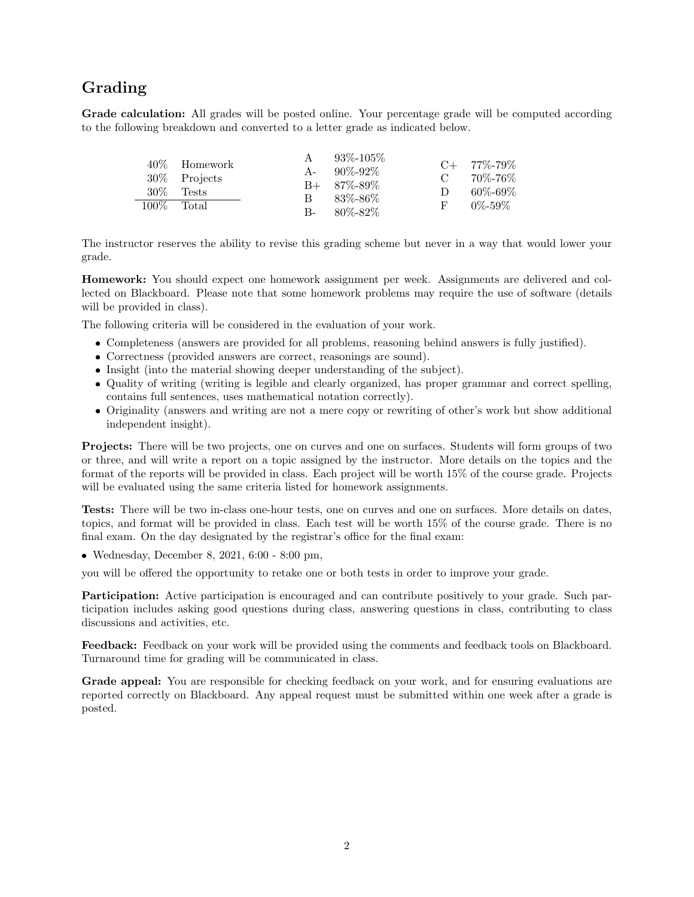## Grading

**Grade calculation:** All grades will be posted online. Your percentage grade will be computed according to the following breakdown and converted to a letter grade as indicated below.

| | |
|---|---|
| 40% | Homework |
| 30% | Projects |
| 30% | Tests |
| 100% | Total |

| | |
|---|---|
| A | 93%-105% |
| A- | 90%-92% |
| B+ | 87%-89% |
| B | 83%-86% |
| B- | 80%-82% |
| C+ | 77%-79% |
| C | 70%-76% |
| D | 60%-69% |
| F | 0%-59% |

The instructor reserves the ability to revise this grading scheme but never in a way that would lower your grade.

**Homework:** You should expect one homework assignment per week. Assignments are delivered and collected on Blackboard. Please note that some homework problems may require the use of software (details will be provided in class).

The following criteria will be considered in the evaluation of your work.

- Completeness (answers are provided for all problems, reasoning behind answers is fully justified).
- Correctness (provided answers are correct, reasonings are sound).
- Insight (into the material showing deeper understanding of the subject).
- Quality of writing (writing is legible and clearly organized, has proper grammar and correct spelling, contains full sentences, uses mathematical notation correctly).
- Originality (answers and writing are not a mere copy or rewriting of other's work but show additional independent insight).

**Projects:** There will be two projects, one on curves and one on surfaces. Students will form groups of two or three, and will write a report on a topic assigned by the instructor. More details on the topics and the format of the reports will be provided in class. Each project will be worth 15% of the course grade. Projects will be evaluated using the same criteria listed for homework assignments.

**Tests:** There will be two in-class one-hour tests, one on curves and one on surfaces. More details on dates, topics, and format will be provided in class. Each test will be worth 15% of the course grade. There is no final exam. On the day designated by the registrar's office for the final exam:

- Wednesday, December 8, 2021, 6:00 - 8:00 pm,

you will be offered the opportunity to retake one or both tests in order to improve your grade.

**Participation:** Active participation is encouraged and can contribute positively to your grade. Such participation includes asking good questions during class, answering questions in class, contributing to class discussions and activities, etc.

**Feedback:** Feedback on your work will be provided using the comments and feedback tools on Blackboard. Turnaround time for grading will be communicated in class.

**Grade appeal:** You are responsible for checking feedback on your work, and for ensuring evaluations are reported correctly on Blackboard. Any appeal request must be submitted within one week after a grade is posted.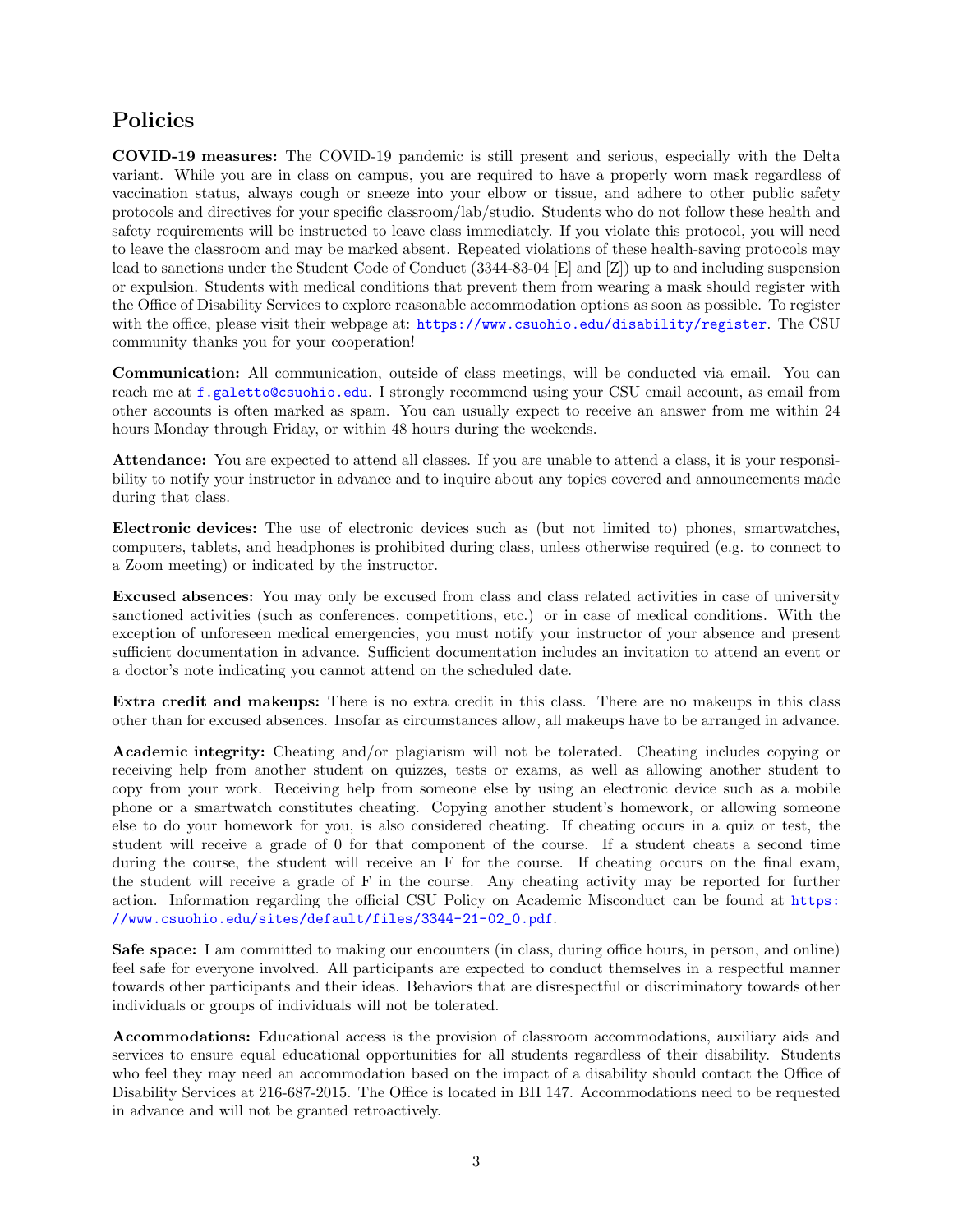## Policies

**COVID-19 measures:** The COVID-19 pandemic is still present and serious, especially with the Delta variant. While you are in class on campus, you are required to have a properly worn mask regardless of vaccination status, always cough or sneeze into your elbow or tissue, and adhere to other public safety protocols and directives for your specific classroom/lab/studio. Students who do not follow these health and safety requirements will be instructed to leave class immediately. If you violate this protocol, you will need to leave the classroom and may be marked absent. Repeated violations of these health-saving protocols may lead to sanctions under the Student Code of Conduct (3344-83-04 [E] and [Z]) up to and including suspension or expulsion. Students with medical conditions that prevent them from wearing a mask should register with the Office of Disability Services to explore reasonable accommodation options as soon as possible. To register with the office, please visit their webpage at: https://www.csuohio.edu/disability/register. The CSU community thanks you for your cooperation!

**Communication:** All communication, outside of class meetings, will be conducted via email. You can reach me at f.galetto@csuohio.edu. I strongly recommend using your CSU email account, as email from other accounts is often marked as spam. You can usually expect to receive an answer from me within 24 hours Monday through Friday, or within 48 hours during the weekends.

**Attendance:** You are expected to attend all classes. If you are unable to attend a class, it is your responsibility to notify your instructor in advance and to inquire about any topics covered and announcements made during that class.

**Electronic devices:** The use of electronic devices such as (but not limited to) phones, smartwatches, computers, tablets, and headphones is prohibited during class, unless otherwise required (e.g. to connect to a Zoom meeting) or indicated by the instructor.

**Excused absences:** You may only be excused from class and class related activities in case of university sanctioned activities (such as conferences, competitions, etc.) or in case of medical conditions. With the exception of unforeseen medical emergencies, you must notify your instructor of your absence and present sufficient documentation in advance. Sufficient documentation includes an invitation to attend an event or a doctor's note indicating you cannot attend on the scheduled date.

**Extra credit and makeups:** There is no extra credit in this class. There are no makeups in this class other than for excused absences. Insofar as circumstances allow, all makeups have to be arranged in advance.

**Academic integrity:** Cheating and/or plagiarism will not be tolerated. Cheating includes copying or receiving help from another student on quizzes, tests or exams, as well as allowing another student to copy from your work. Receiving help from someone else by using an electronic device such as a mobile phone or a smartwatch constitutes cheating. Copying another student's homework, or allowing someone else to do your homework for you, is also considered cheating. If cheating occurs in a quiz or test, the student will receive a grade of 0 for that component of the course. If a student cheats a second time during the course, the student will receive an F for the course. If cheating occurs on the final exam, the student will receive a grade of F in the course. Any cheating activity may be reported for further action. Information regarding the official CSU Policy on Academic Misconduct can be found at https://www.csuohio.edu/sites/default/files/3344-21-02_0.pdf.

**Safe space:** I am committed to making our encounters (in class, during office hours, in person, and online) feel safe for everyone involved. All participants are expected to conduct themselves in a respectful manner towards other participants and their ideas. Behaviors that are disrespectful or discriminatory towards other individuals or groups of individuals will not be tolerated.

**Accommodations:** Educational access is the provision of classroom accommodations, auxiliary aids and services to ensure equal educational opportunities for all students regardless of their disability. Students who feel they may need an accommodation based on the impact of a disability should contact the Office of Disability Services at 216-687-2015. The Office is located in BH 147. Accommodations need to be requested in advance and will not be granted retroactively.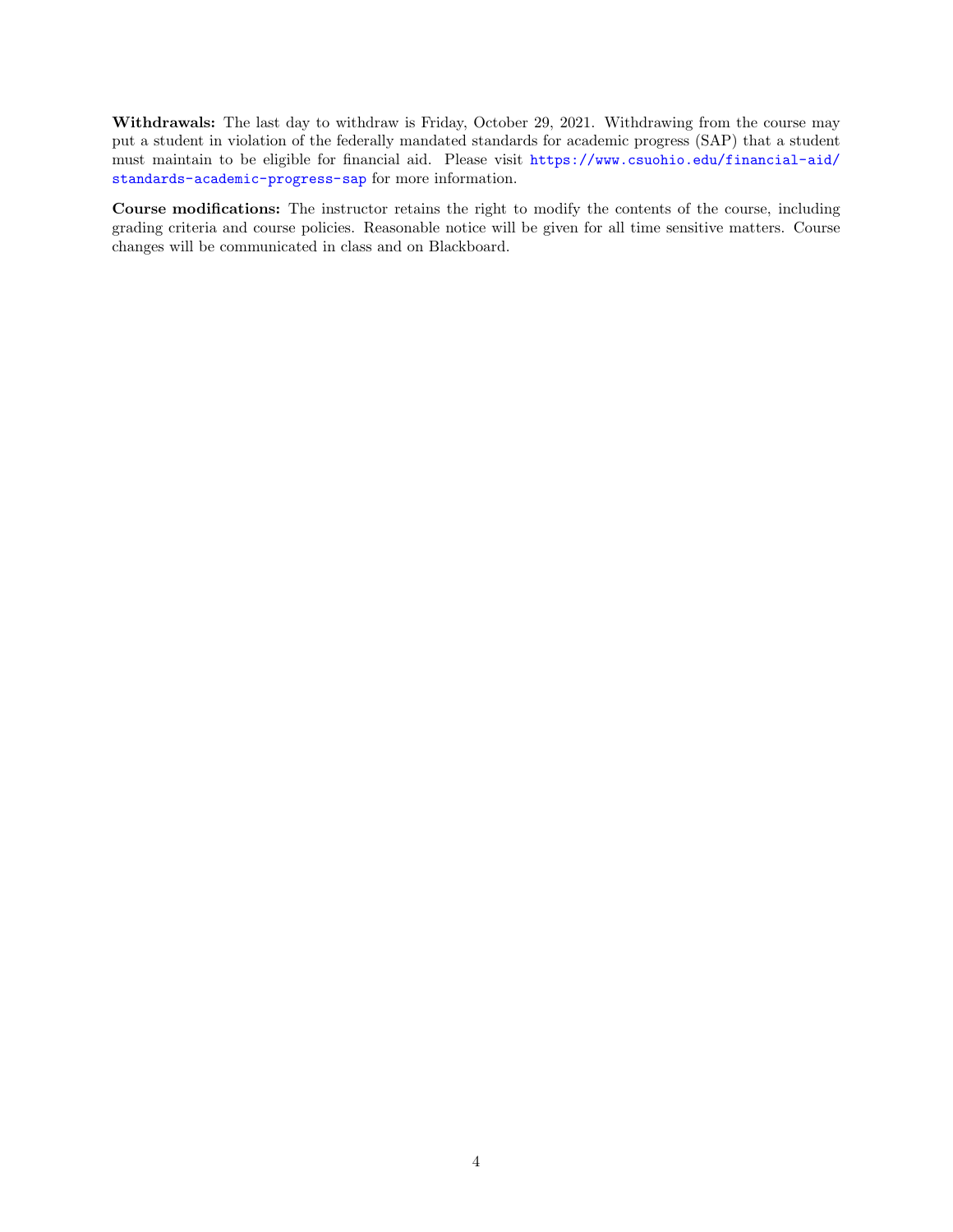**Withdrawals:** The last day to withdraw is Friday, October 29, 2021. Withdrawing from the course may put a student in violation of the federally mandated standards for academic progress (SAP) that a student must maintain to be eligible for financial aid. Please visit https://www.csuohio.edu/financial-aid/standards-academic-progress-sap for more information.

**Course modifications:** The instructor retains the right to modify the contents of the course, including grading criteria and course policies. Reasonable notice will be given for all time sensitive matters. Course changes will be communicated in class and on Blackboard.